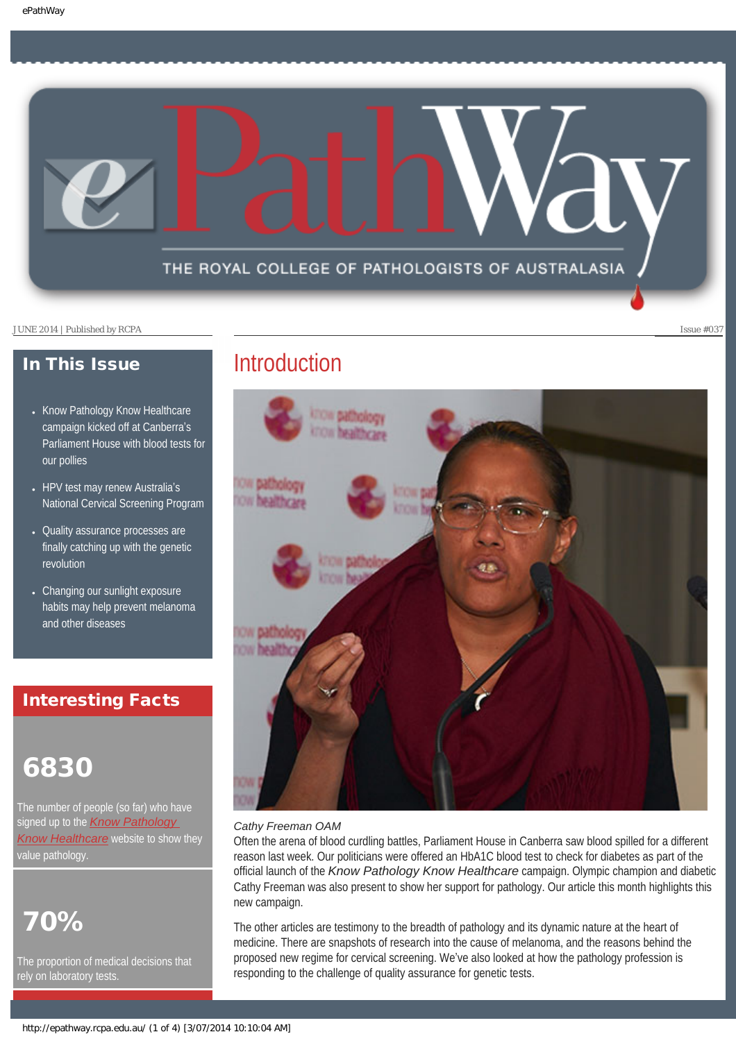JUNE 2014 | Published by RCPA

Issue #037

## In This Issue

- Know Pathology Know Healthcare campaign kicked off at Canberra's Parliament House with blood tests for our pollies
- HPV test may renew Australia's National Cervical Screening Program
- Quality assurance processes are finally catching up with the genetic revolution
- Changing our sunlight exposure habits may help prevent melanoma and other diseases

## Interesting Facts

### 6830

The number of people (so far) who have signed up to the Know Pathology Know Healthcare website to show they value pathology.

### 70%

The proportion of medical decisions that rely on laboratory tests.

# Introduction

*Cathy Freeman OAM*

Often the arena of blood curdling battles, Parliament House in Canberra saw blood spilled for a different reason last week. Our politicians were offered an HbA1C blood test to check for diabetes as part of the official launch of the *Know Pathology Know Healthcare* campaign. Olympic champion and diabetic Cathy Freeman was also present to show her support for pathology. Our article this month highlights this new campaign.

The other articles are testimony to the breadth of pathology and its dynamic nature at the heart of medicine. There are snapshots of research into the cause of melanoma, and the reasons behind the proposed new regime for cervical screening. We've also looked at how the pathology profession is responding to the challenge of quality assurance for genetic tests.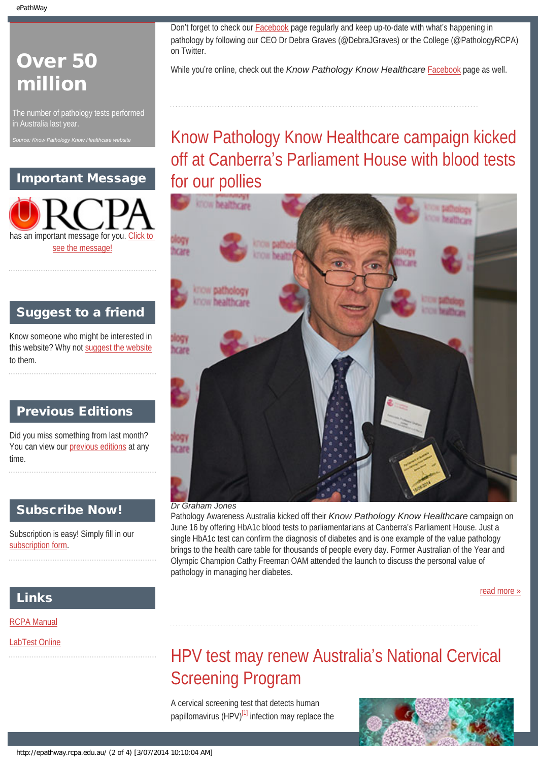# Over 50 million

The number of pathology tests performed in Australia last year.

*Source: Know Pathology Know Healthcare website*

## Important Message

RCPA has an important message for you. Click to see the message!

## Suggest to a friend

Know someone who might be interested in this website? Why not suggest the website to them.

## Previous Editions

Did you miss something from last month? You can view our previous editions at any time.

## Subscribe Now!

Subscription is easy! Simply fill in our subscription form.

## Links

RCPA Manual

LabTest Online

Don't forget to check our Facebook page regularly and keep up-to-date with what's happening in pathology by following our CEO Dr Debra Graves (@DebraJGraves) or the College (@PathologyRCPA) on Twitter.

While you're online, check out the *Know Pathology Know Healthcare* Facebook page as well.

# Know Pathology Know Healthcare campaign kicked off at Canberra's Parliament House with blood tests for our pollies

*Dr Graham Jones*

Pathology Awareness Australia kicked off their *Know Pathology Know Healthcare* campaign on June 16 by offering HbA1c blood tests to parliamentarians at Canberra's Parliament House. Just a single HbA1c test can confirm the diagnosis of diabetes and is one example of the value pathology brings to the health care table for thousands of people every day. Former Australian of the Year and Olympic Champion Cathy Freeman OAM attended the launch to discuss the personal value of pathology in managing her diabetes.

read more »

# HPV test may renew Australia's National Cervical Screening Program

A cervical screening test that detects human papillomavirus (HPV)[1] infection may replace the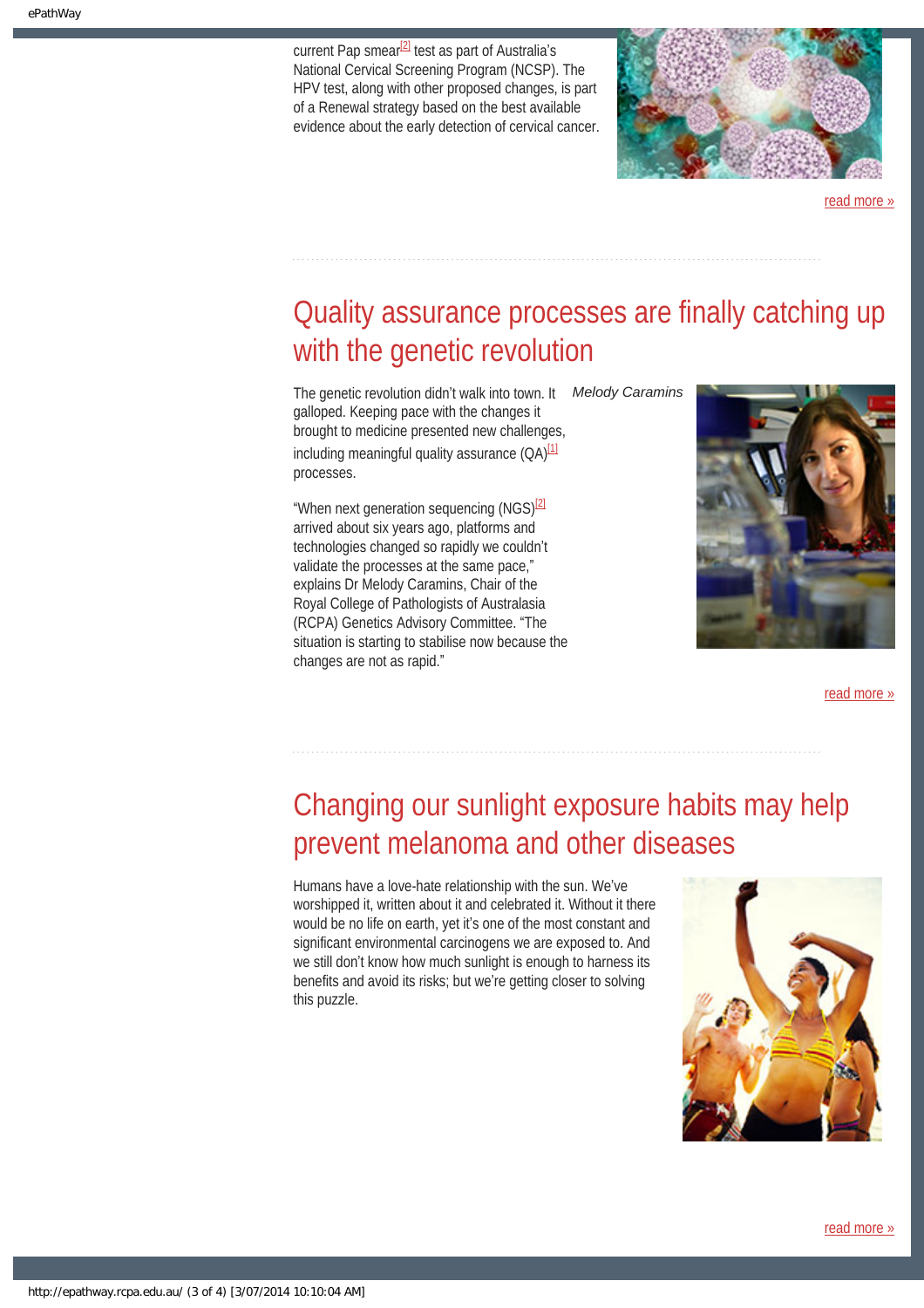current Pap smear[2] test as part of Australia's National Cervical Screening Program (NCSP). The HPV test, along with other proposed changes, is part of a Renewal strategy based on the best available evidence about the early detection of cervical cancer.

read more »

## Quality assurance processes are finally catching up with the genetic revolution

The genetic revolution didn't walk into town. It galloped. Keeping pace with the changes it brought to medicine presented new challenges, including meaningful quality assurance (QA)[1] processes.

*Melody Caramins*

"When next generation sequencing (NGS)[2] arrived about six years ago, platforms and technologies changed so rapidly we couldn't validate the processes at the same pace," explains Dr Melody Caramins, Chair of the Royal College of Pathologists of Australasia (RCPA) Genetics Advisory Committee. "The situation is starting to stabilise now because the changes are not as rapid."

read more »

## Changing our sunlight exposure habits may help prevent melanoma and other diseases

Humans have a love-hate relationship with the sun. We've worshipped it, written about it and celebrated it. Without it there would be no life on earth, yet it's one of the most constant and significant environmental carcinogens we are exposed to. And we still don't know how much sunlight is enough to harness its benefits and avoid its risks; but we're getting closer to solving this puzzle.

read more »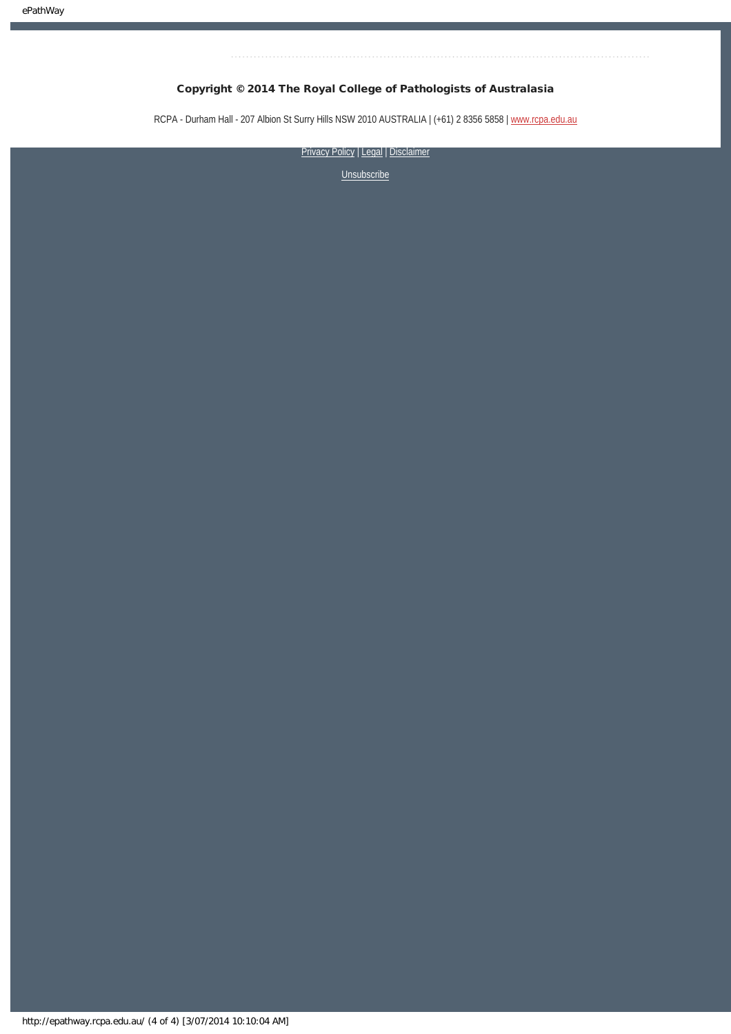**Copyright © 2014 The Royal College of Pathologists of Australasia**

RCPA - Durham Hall - 207 Albion St Surry Hills NSW 2010 AUSTRALIA | (+61) 2 8356 5858 | www.rcpa.edu.au

Privacy Policy | Legal | Disclaimer

Unsubscribe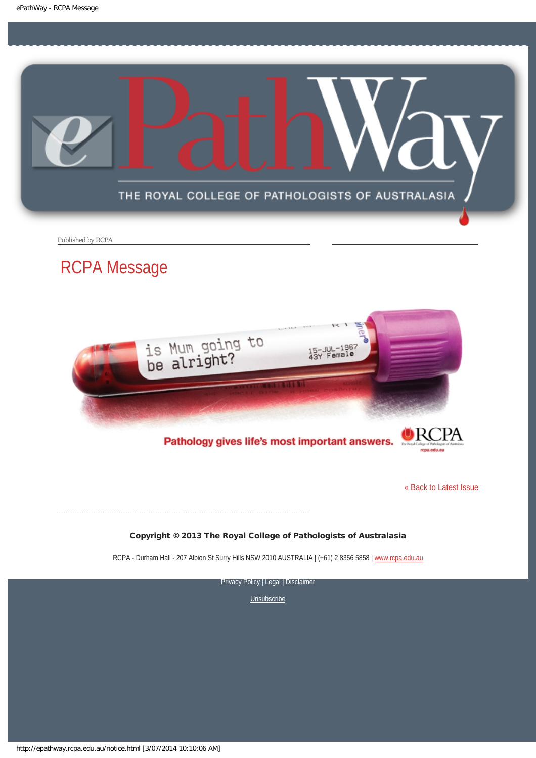Published by RCPA

# RCPA Message

is Mum going to be alright?

15-JUL-1967
43Y Female

Pathology gives life's most important answers. RCPA

« Back to Latest Issue

**Copyright © 2013 The Royal College of Pathologists of Australasia**

RCPA - Durham Hall - 207 Albion St Surry Hills NSW 2010 AUSTRALIA | (+61) 2 8356 5858 | www.rcpa.edu.au

Privacy Policy | Legal | Disclaimer

Unsubscribe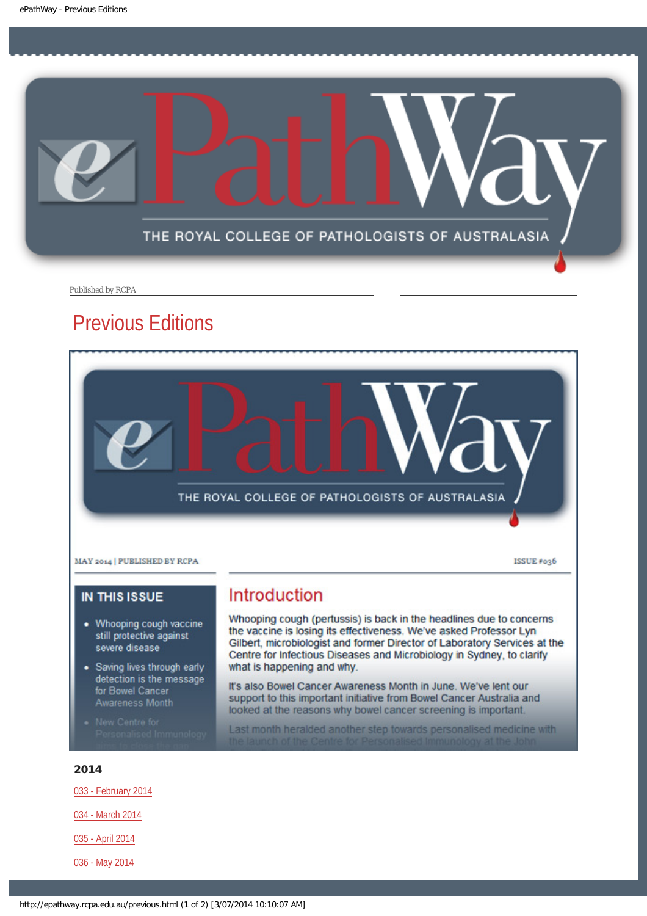Published by RCPA

# Previous Editions

MAY 2014 | PUBLISHED BY RCPA

ISSUE #036

## IN THIS ISSUE

- Whooping cough vaccine still protective against severe disease
- Saving lives through early detection is the message for Bowel Cancer Awareness Month
- New Centre for Personalised Immunology

## Introduction

Whooping cough (pertussis) is back in the headlines due to concerns the vaccine is losing its effectiveness. We've asked Professor Lyn Gilbert, microbiologist and former Director of Laboratory Services at the Centre for Infectious Diseases and Microbiology in Sydney, to clarify what is happening and why.

It's also Bowel Cancer Awareness Month in June. We've lent our support to this important initiative from Bowel Cancer Australia and looked at the reasons why bowel cancer screening is important.

Last month heralded another step towards personalised medicine with the launch of the Centre for Personalised Immunology at the John

### 2014

033 - February 2014

034 - March 2014

035 - April 2014

036 - May 2014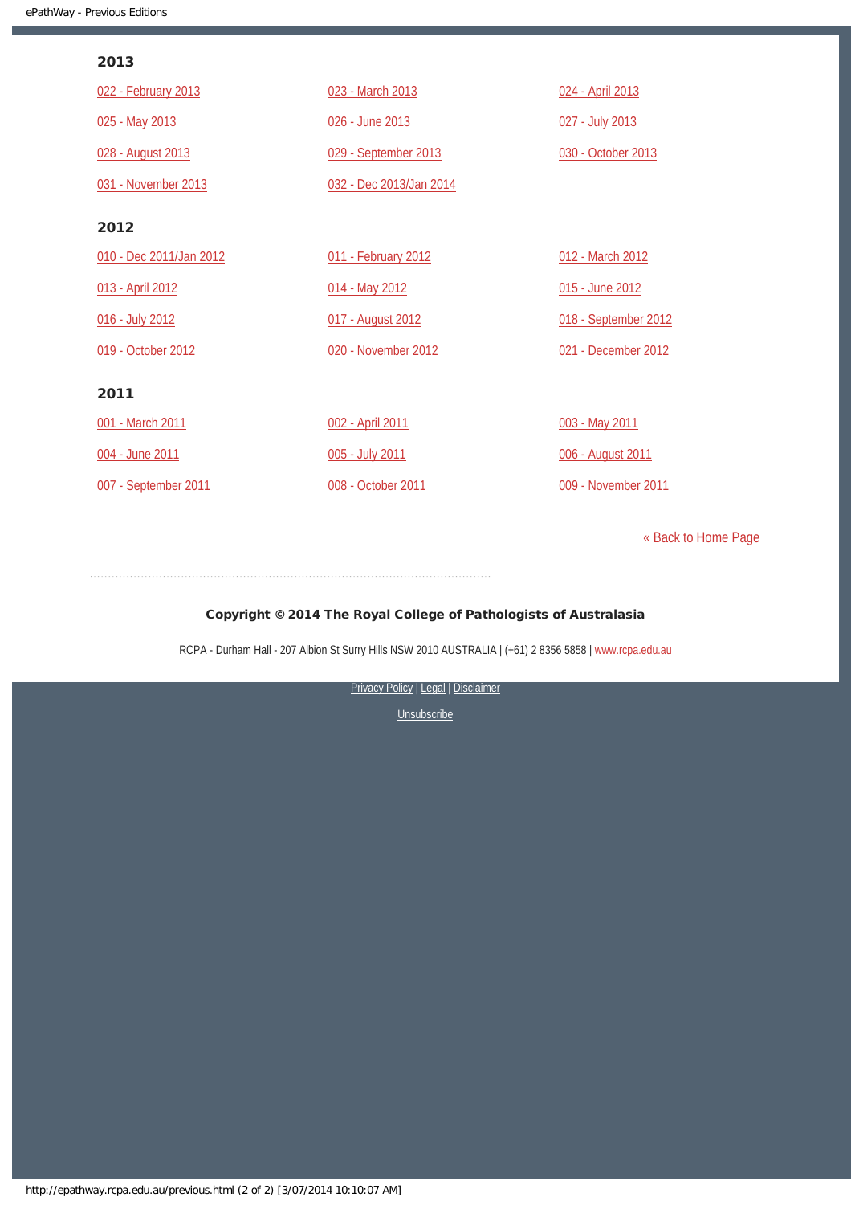## 2013

022 - February 2013

023 - March 2013

024 - April 2013

025 - May 2013

026 - June 2013

027 - July 2013

028 - August 2013

029 - September 2013

030 - October 2013

031 - November 2013

032 - Dec 2013/Jan 2014

## 2012

010 - Dec 2011/Jan 2012

011 - February 2012

012 - March 2012

013 - April 2012

014 - May 2012

015 - June 2012

016 - July 2012

017 - August 2012

018 - September 2012

019 - October 2012

020 - November 2012

021 - December 2012

## 2011

001 - March 2011

002 - April 2011

003 - May 2011

004 - June 2011

005 - July 2011

006 - August 2011

007 - September 2011

008 - October 2011

009 - November 2011

« Back to Home Page

**Copyright © 2014 The Royal College of Pathologists of Australasia**

RCPA - Durham Hall - 207 Albion St Surry Hills NSW 2010 AUSTRALIA | (+61) 2 8356 5858 | www.rcpa.edu.au

Privacy Policy | Legal | Disclaimer

Unsubscribe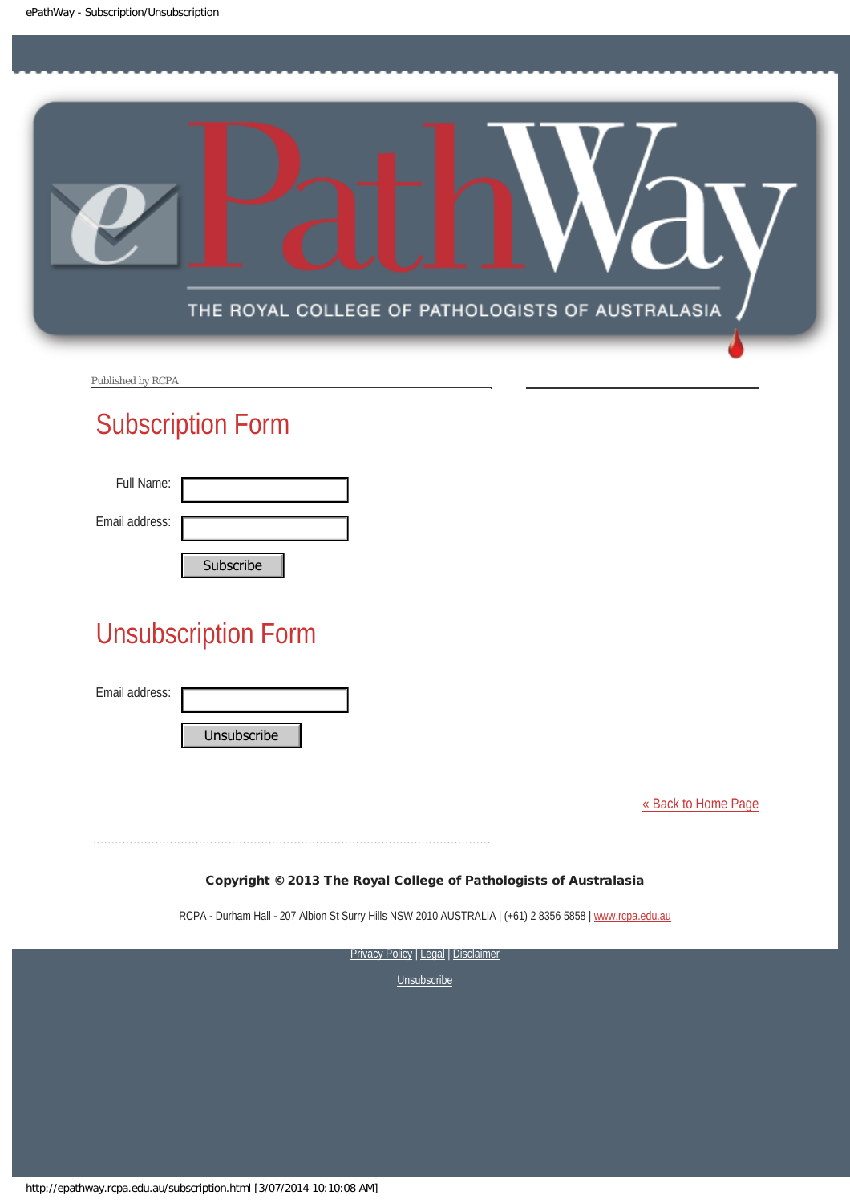Published by RCPA

## Subscription Form

Full Name:

Email address:

Subscribe

## Unsubscription Form

Email address:

Unsubscribe

« Back to Home Page

**Copyright © 2013 The Royal College of Pathologists of Australasia**

RCPA - Durham Hall - 207 Albion St Surry Hills NSW 2010 AUSTRALIA | (+61) 2 8356 5858 | www.rcpa.edu.au

Privacy Policy | Legal | Disclaimer

Unsubscribe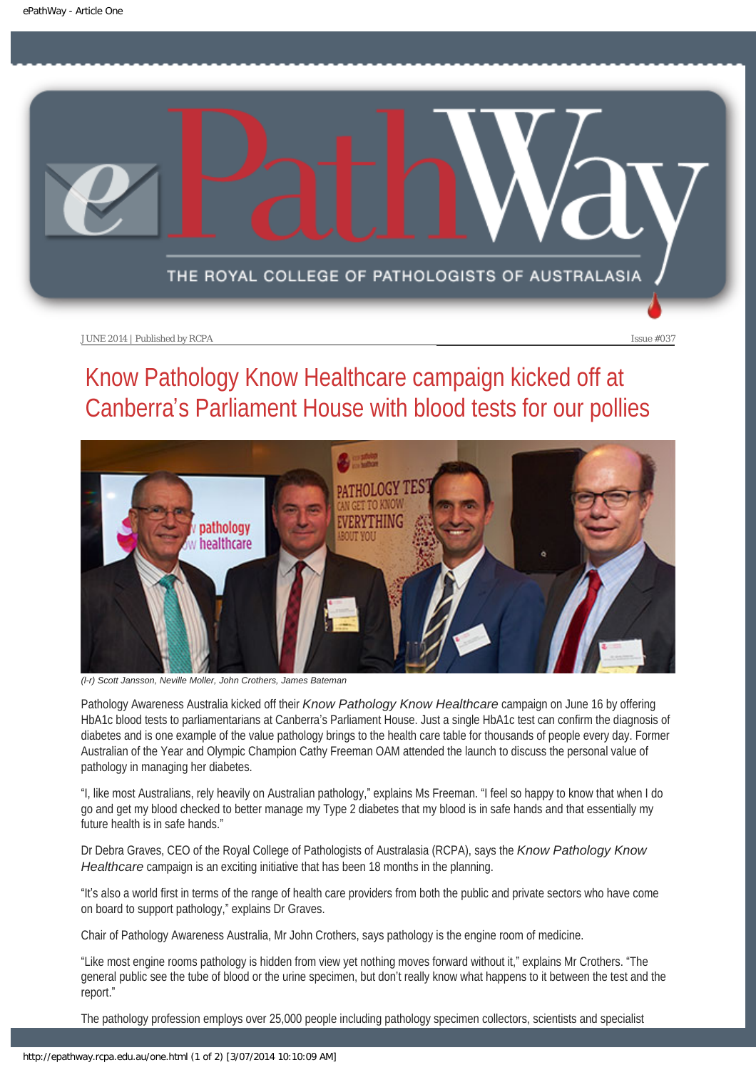JUNE 2014 | Published by RCPA

Issue #037

# Know Pathology Know Healthcare campaign kicked off at Canberra's Parliament House with blood tests for our pollies

*(l-r) Scott Jansson, Neville Moller, John Crothers, James Bateman*

Pathology Awareness Australia kicked off their *Know Pathology Know Healthcare* campaign on June 16 by offering HbA1c blood tests to parliamentarians at Canberra's Parliament House. Just a single HbA1c test can confirm the diagnosis of diabetes and is one example of the value pathology brings to the health care table for thousands of people every day. Former Australian of the Year and Olympic Champion Cathy Freeman OAM attended the launch to discuss the personal value of pathology in managing her diabetes.

"I, like most Australians, rely heavily on Australian pathology," explains Ms Freeman. "I feel so happy to know that when I do go and get my blood checked to better manage my Type 2 diabetes that my blood is in safe hands and that essentially my future health is in safe hands."

Dr Debra Graves, CEO of the Royal College of Pathologists of Australasia (RCPA), says the *Know Pathology Know Healthcare* campaign is an exciting initiative that has been 18 months in the planning.

"It's also a world first in terms of the range of health care providers from both the public and private sectors who have come on board to support pathology," explains Dr Graves.

Chair of Pathology Awareness Australia, Mr John Crothers, says pathology is the engine room of medicine.

"Like most engine rooms pathology is hidden from view yet nothing moves forward without it," explains Mr Crothers. "The general public see the tube of blood or the urine specimen, but don't really know what happens to it between the test and the report."

The pathology profession employs over 25,000 people including pathology specimen collectors, scientists and specialist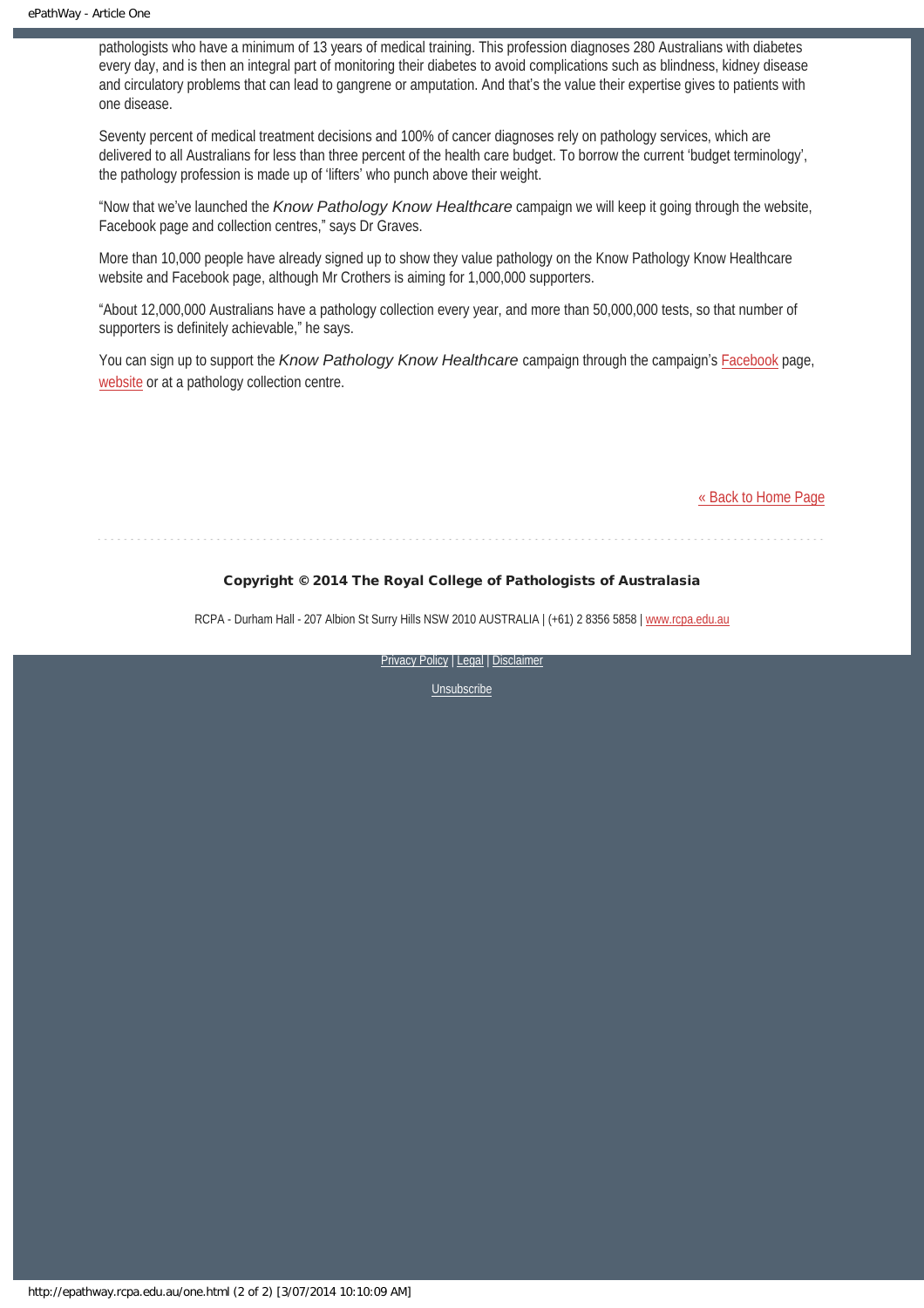pathologists who have a minimum of 13 years of medical training. This profession diagnoses 280 Australians with diabetes every day, and is then an integral part of monitoring their diabetes to avoid complications such as blindness, kidney disease and circulatory problems that can lead to gangrene or amputation. And that's the value their expertise gives to patients with one disease.

Seventy percent of medical treatment decisions and 100% of cancer diagnoses rely on pathology services, which are delivered to all Australians for less than three percent of the health care budget. To borrow the current 'budget terminology', the pathology profession is made up of 'lifters' who punch above their weight.

"Now that we've launched the *Know Pathology Know Healthcare* campaign we will keep it going through the website, Facebook page and collection centres," says Dr Graves.

More than 10,000 people have already signed up to show they value pathology on the Know Pathology Know Healthcare website and Facebook page, although Mr Crothers is aiming for 1,000,000 supporters.

"About 12,000,000 Australians have a pathology collection every year, and more than 50,000,000 tests, so that number of supporters is definitely achievable," he says.

You can sign up to support the *Know Pathology Know Healthcare* campaign through the campaign's Facebook page, website or at a pathology collection centre.

« Back to Home Page

**Copyright © 2014 The Royal College of Pathologists of Australasia**

RCPA - Durham Hall - 207 Albion St Surry Hills NSW 2010 AUSTRALIA | (+61) 2 8356 5858 | www.rcpa.edu.au

Privacy Policy | Legal | Disclaimer

Unsubscribe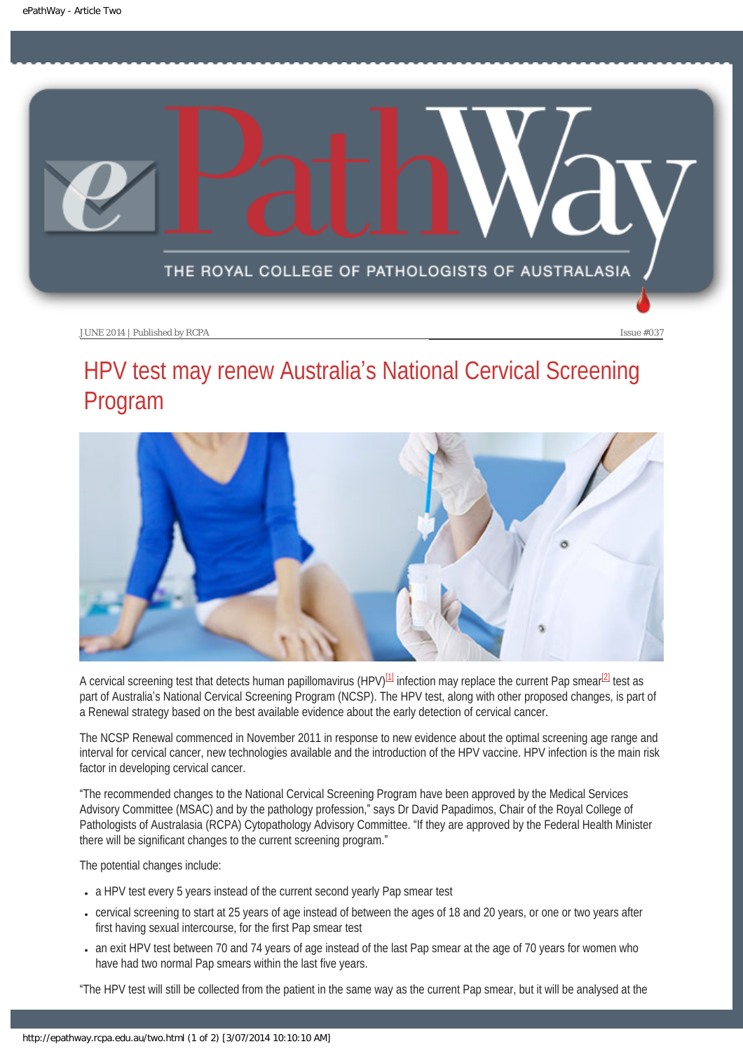JUNE 2014 | Published by RCPA

Issue #037

# HPV test may renew Australia's National Cervical Screening Program

A cervical screening test that detects human papillomavirus (HPV)[1] infection may replace the current Pap smear[2] test as part of Australia's National Cervical Screening Program (NCSP). The HPV test, along with other proposed changes, is part of a Renewal strategy based on the best available evidence about the early detection of cervical cancer.

The NCSP Renewal commenced in November 2011 in response to new evidence about the optimal screening age range and interval for cervical cancer, new technologies available and the introduction of the HPV vaccine. HPV infection is the main risk factor in developing cervical cancer.

"The recommended changes to the National Cervical Screening Program have been approved by the Medical Services Advisory Committee (MSAC) and by the pathology profession," says Dr David Papadimos, Chair of the Royal College of Pathologists of Australasia (RCPA) Cytopathology Advisory Committee. "If they are approved by the Federal Health Minister there will be significant changes to the current screening program."

The potential changes include:

- a HPV test every 5 years instead of the current second yearly Pap smear test
- cervical screening to start at 25 years of age instead of between the ages of 18 and 20 years, or one or two years after first having sexual intercourse, for the first Pap smear test
- an exit HPV test between 70 and 74 years of age instead of the last Pap smear at the age of 70 years for women who have had two normal Pap smears within the last five years.

"The HPV test will still be collected from the patient in the same way as the current Pap smear, but it will be analysed at the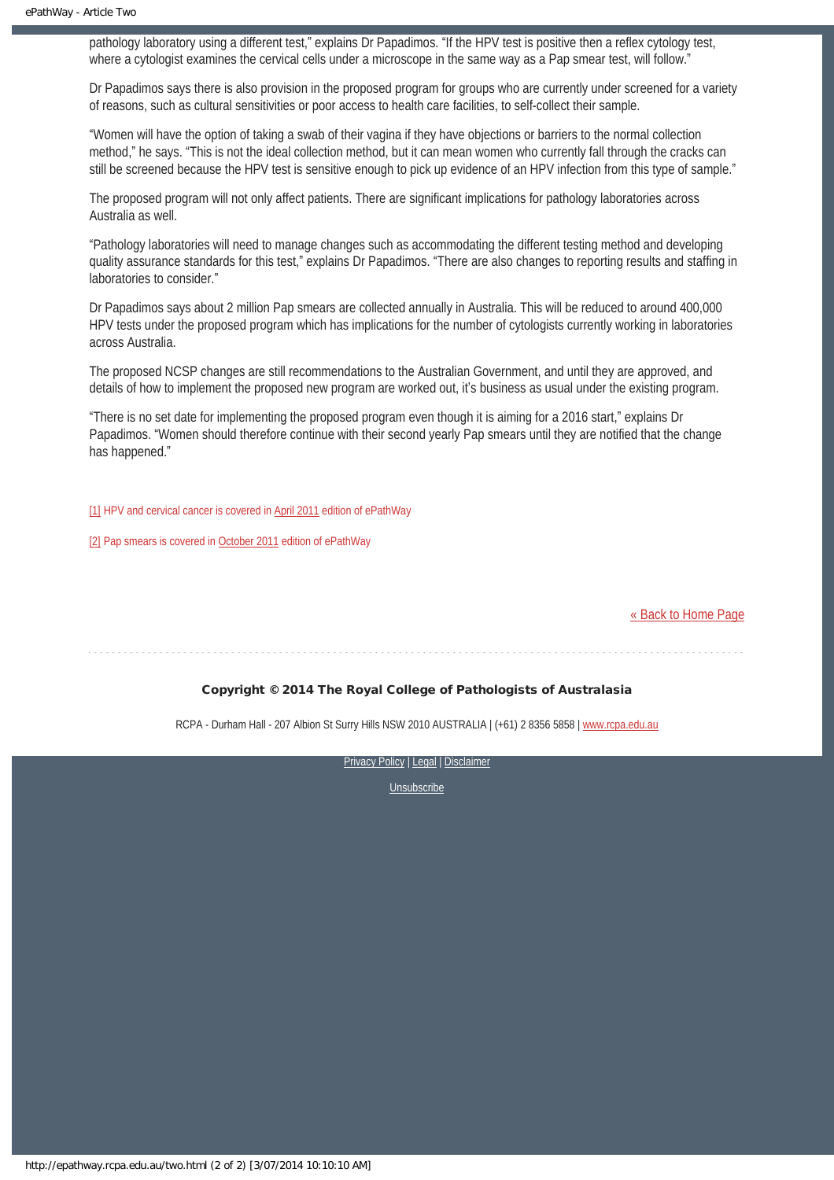pathology laboratory using a different test," explains Dr Papadimos. "If the HPV test is positive then a reflex cytology test, where a cytologist examines the cervical cells under a microscope in the same way as a Pap smear test, will follow."

Dr Papadimos says there is also provision in the proposed program for groups who are currently under screened for a variety of reasons, such as cultural sensitivities or poor access to health care facilities, to self-collect their sample.

"Women will have the option of taking a swab of their vagina if they have objections or barriers to the normal collection method," he says. "This is not the ideal collection method, but it can mean women who currently fall through the cracks can still be screened because the HPV test is sensitive enough to pick up evidence of an HPV infection from this type of sample."

The proposed program will not only affect patients. There are significant implications for pathology laboratories across Australia as well.

"Pathology laboratories will need to manage changes such as accommodating the different testing method and developing quality assurance standards for this test," explains Dr Papadimos. "There are also changes to reporting results and staffing in laboratories to consider."

Dr Papadimos says about 2 million Pap smears are collected annually in Australia. This will be reduced to around 400,000 HPV tests under the proposed program which has implications for the number of cytologists currently working in laboratories across Australia.

The proposed NCSP changes are still recommendations to the Australian Government, and until they are approved, and details of how to implement the proposed new program are worked out, it's business as usual under the existing program.

"There is no set date for implementing the proposed program even though it is aiming for a 2016 start," explains Dr Papadimos. "Women should therefore continue with their second yearly Pap smears until they are notified that the change has happened."

[1] HPV and cervical cancer is covered in April 2011 edition of ePathWay

[2] Pap smears is covered in October 2011 edition of ePathWay

« Back to Home Page

**Copyright © 2014 The Royal College of Pathologists of Australasia**

RCPA - Durham Hall - 207 Albion St Surry Hills NSW 2010 AUSTRALIA | (+61) 2 8356 5858 | www.rcpa.edu.au

Privacy Policy | Legal | Disclaimer

Unsubscribe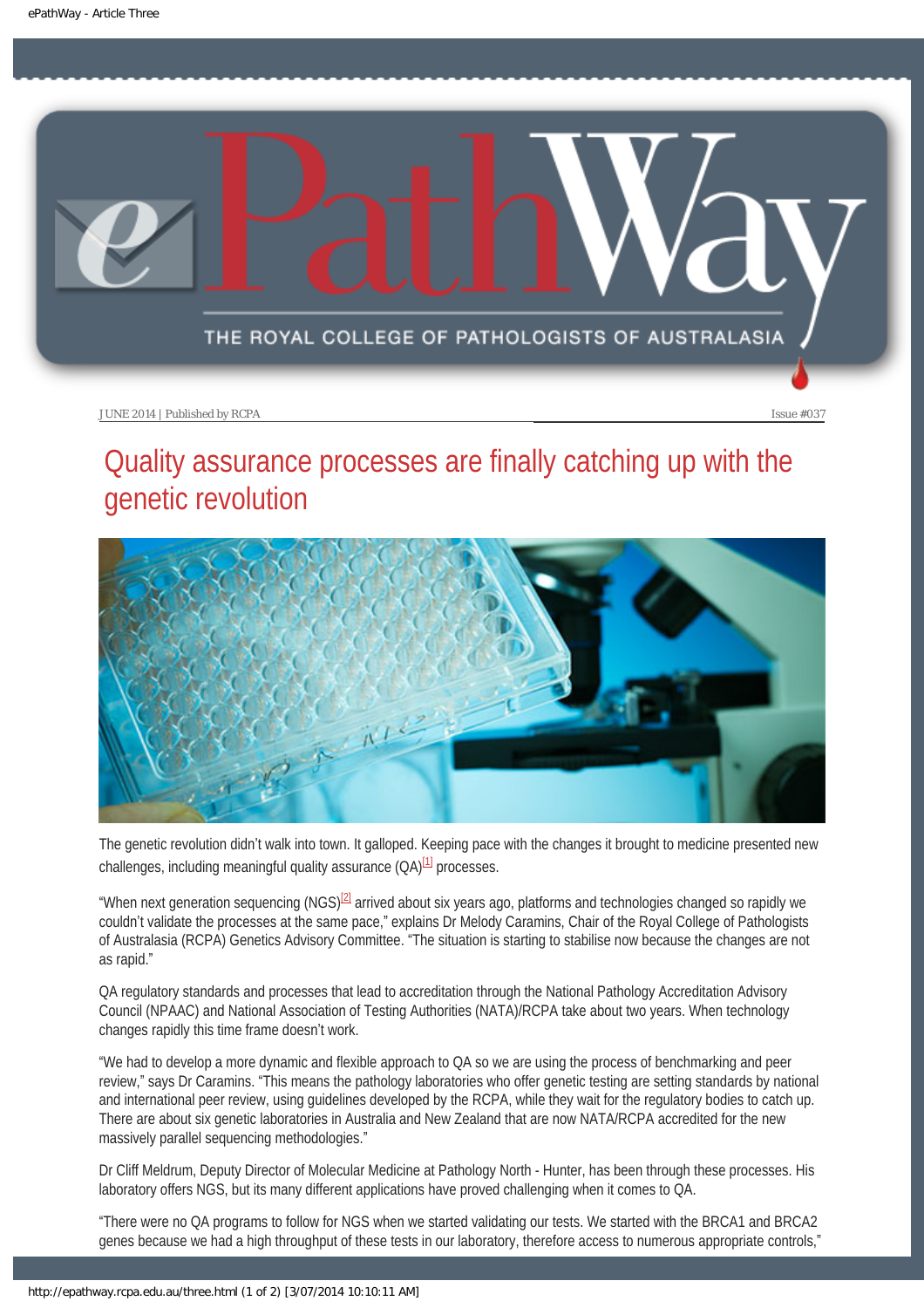JUNE 2014 | Published by RCPA    Issue #037

# Quality assurance processes are finally catching up with the genetic revolution

The genetic revolution didn't walk into town. It galloped. Keeping pace with the changes it brought to medicine presented new challenges, including meaningful quality assurance (QA)[1] processes.

"When next generation sequencing (NGS)[2] arrived about six years ago, platforms and technologies changed so rapidly we couldn't validate the processes at the same pace," explains Dr Melody Caramins, Chair of the Royal College of Pathologists of Australasia (RCPA) Genetics Advisory Committee. "The situation is starting to stabilise now because the changes are not as rapid."

QA regulatory standards and processes that lead to accreditation through the National Pathology Accreditation Advisory Council (NPAAC) and National Association of Testing Authorities (NATA)/RCPA take about two years. When technology changes rapidly this time frame doesn't work.

"We had to develop a more dynamic and flexible approach to QA so we are using the process of benchmarking and peer review," says Dr Caramins. "This means the pathology laboratories who offer genetic testing are setting standards by national and international peer review, using guidelines developed by the RCPA, while they wait for the regulatory bodies to catch up. There are about six genetic laboratories in Australia and New Zealand that are now NATA/RCPA accredited for the new massively parallel sequencing methodologies."

Dr Cliff Meldrum, Deputy Director of Molecular Medicine at Pathology North - Hunter, has been through these processes. His laboratory offers NGS, but its many different applications have proved challenging when it comes to QA.

"There were no QA programs to follow for NGS when we started validating our tests. We started with the BRCA1 and BRCA2 genes because we had a high throughput of these tests in our laboratory, therefore access to numerous appropriate controls,"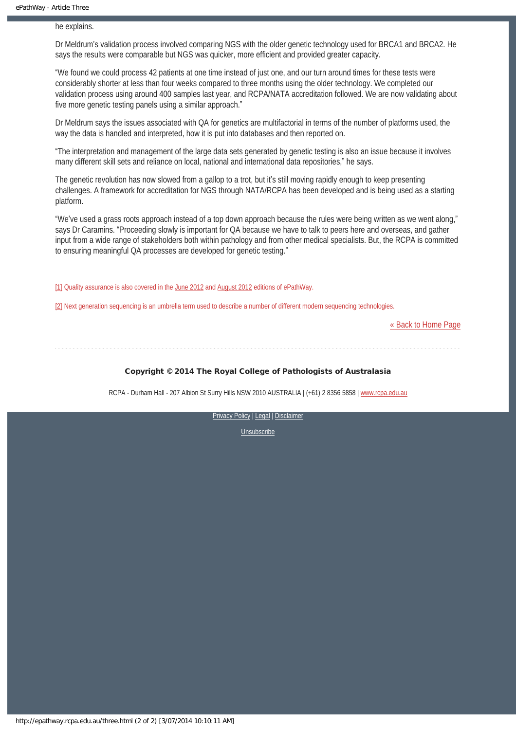he explains.

Dr Meldrum's validation process involved comparing NGS with the older genetic technology used for BRCA1 and BRCA2. He says the results were comparable but NGS was quicker, more efficient and provided greater capacity.

"We found we could process 42 patients at one time instead of just one, and our turn around times for these tests were considerably shorter at less than four weeks compared to three months using the older technology. We completed our validation process using around 400 samples last year, and RCPA/NATA accreditation followed. We are now validating about five more genetic testing panels using a similar approach."

Dr Meldrum says the issues associated with QA for genetics are multifactorial in terms of the number of platforms used, the way the data is handled and interpreted, how it is put into databases and then reported on.

"The interpretation and management of the large data sets generated by genetic testing is also an issue because it involves many different skill sets and reliance on local, national and international data repositories," he says.

The genetic revolution has now slowed from a gallop to a trot, but it's still moving rapidly enough to keep presenting challenges. A framework for accreditation for NGS through NATA/RCPA has been developed and is being used as a starting platform.

"We've used a grass roots approach instead of a top down approach because the rules were being written as we went along," says Dr Caramins. "Proceeding slowly is important for QA because we have to talk to peers here and overseas, and gather input from a wide range of stakeholders both within pathology and from other medical specialists. But, the RCPA is committed to ensuring meaningful QA processes are developed for genetic testing."

[1] Quality assurance is also covered in the June 2012 and August 2012 editions of ePathWay.

[2] Next generation sequencing is an umbrella term used to describe a number of different modern sequencing technologies.

« Back to Home Page

**Copyright © 2014 The Royal College of Pathologists of Australasia**

RCPA - Durham Hall - 207 Albion St Surry Hills NSW 2010 AUSTRALIA | (+61) 2 8356 5858 | www.rcpa.edu.au

Privacy Policy | Legal | Disclaimer

Unsubscribe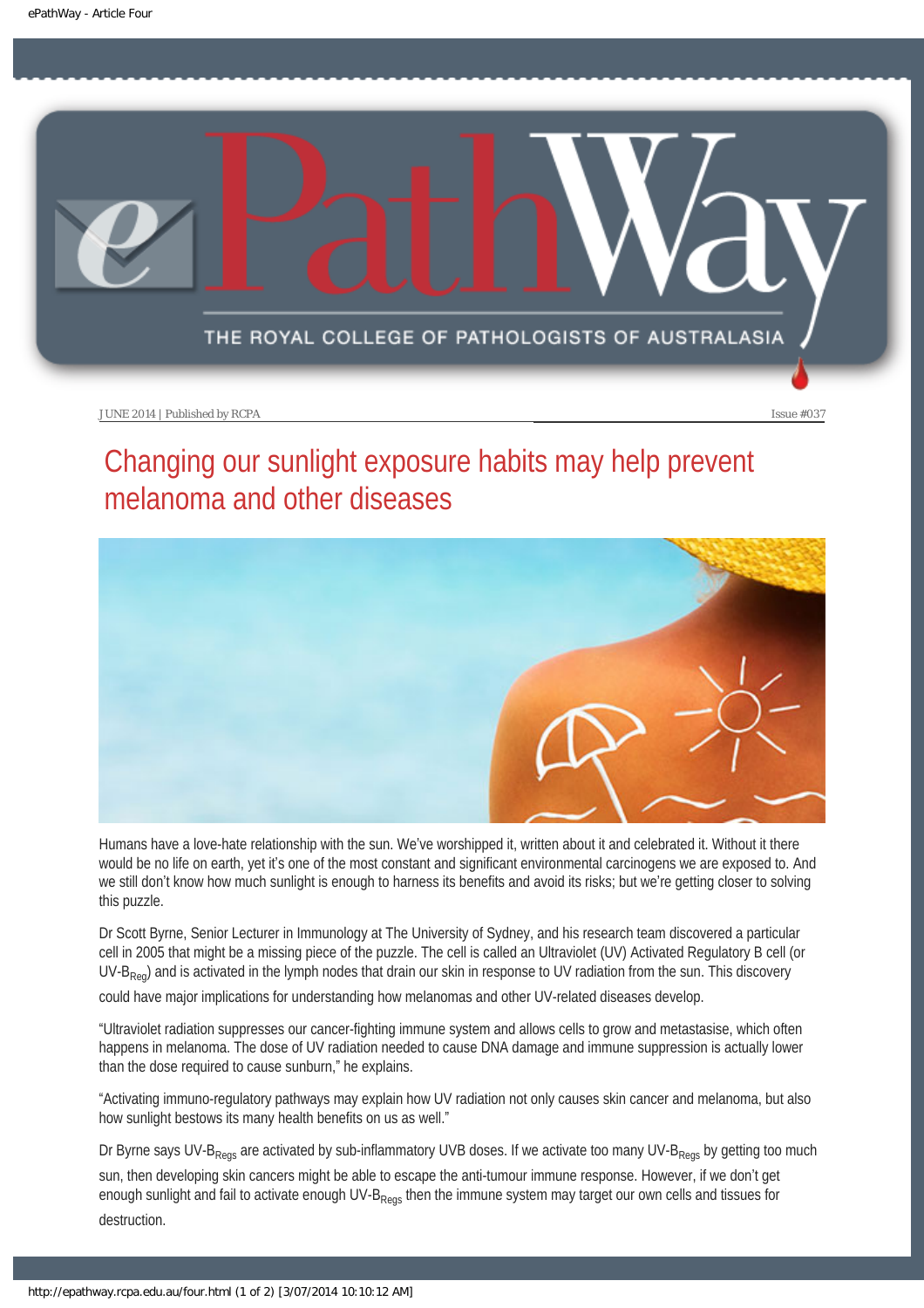JUNE 2014 | Published by RCPA

Issue #037

# Changing our sunlight exposure habits may help prevent melanoma and other diseases

Humans have a love-hate relationship with the sun. We've worshipped it, written about it and celebrated it. Without it there would be no life on earth, yet it's one of the most constant and significant environmental carcinogens we are exposed to. And we still don't know how much sunlight is enough to harness its benefits and avoid its risks; but we're getting closer to solving this puzzle.

Dr Scott Byrne, Senior Lecturer in Immunology at The University of Sydney, and his research team discovered a particular cell in 2005 that might be a missing piece of the puzzle. The cell is called an Ultraviolet (UV) Activated Regulatory B cell (or UV-$B_{Reg}$) and is activated in the lymph nodes that drain our skin in response to UV radiation from the sun. This discovery could have major implications for understanding how melanomas and other UV-related diseases develop.

"Ultraviolet radiation suppresses our cancer-fighting immune system and allows cells to grow and metastasise, which often happens in melanoma. The dose of UV radiation needed to cause DNA damage and immune suppression is actually lower than the dose required to cause sunburn," he explains.

"Activating immuno-regulatory pathways may explain how UV radiation not only causes skin cancer and melanoma, but also how sunlight bestows its many health benefits on us as well."

Dr Byrne says UV-$B_{Regs}$ are activated by sub-inflammatory UVB doses. If we activate too many UV-$B_{Regs}$ by getting too much sun, then developing skin cancers might be able to escape the anti-tumour immune response. However, if we don't get enough sunlight and fail to activate enough UV-$B_{Regs}$ then the immune system may target our own cells and tissues for destruction.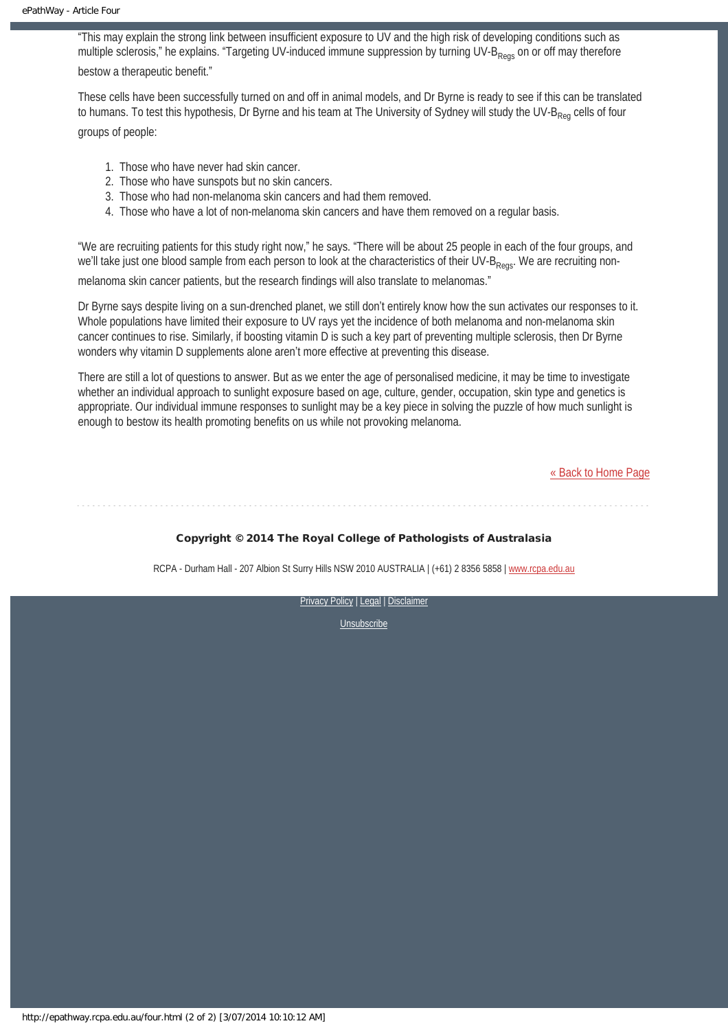"This may explain the strong link between insufficient exposure to UV and the high risk of developing conditions such as multiple sclerosis," he explains. "Targeting UV-induced immune suppression by turning UV-$B_{Regs}$ on or off may therefore bestow a therapeutic benefit."

These cells have been successfully turned on and off in animal models, and Dr Byrne is ready to see if this can be translated to humans. To test this hypothesis, Dr Byrne and his team at The University of Sydney will study the UV-$B_{Reg}$ cells of four groups of people:

1. Those who have never had skin cancer.
2. Those who have sunspots but no skin cancers.
3. Those who had non-melanoma skin cancers and had them removed.
4. Those who have a lot of non-melanoma skin cancers and have them removed on a regular basis.

"We are recruiting patients for this study right now," he says. "There will be about 25 people in each of the four groups, and we'll take just one blood sample from each person to look at the characteristics of their UV-$B_{Regs}$. We are recruiting non-melanoma skin cancer patients, but the research findings will also translate to melanomas."

Dr Byrne says despite living on a sun-drenched planet, we still don't entirely know how the sun activates our responses to it. Whole populations have limited their exposure to UV rays yet the incidence of both melanoma and non-melanoma skin cancer continues to rise. Similarly, if boosting vitamin D is such a key part of preventing multiple sclerosis, then Dr Byrne wonders why vitamin D supplements alone aren't more effective at preventing this disease.

There are still a lot of questions to answer. But as we enter the age of personalised medicine, it may be time to investigate whether an individual approach to sunlight exposure based on age, culture, gender, occupation, skin type and genetics is appropriate. Our individual immune responses to sunlight may be a key piece in solving the puzzle of how much sunlight is enough to bestow its health promoting benefits on us while not provoking melanoma.

« Back to Home Page

**Copyright © 2014 The Royal College of Pathologists of Australasia**

RCPA - Durham Hall - 207 Albion St Surry Hills NSW 2010 AUSTRALIA | (+61) 2 8356 5858 | www.rcpa.edu.au

Privacy Policy | Legal | Disclaimer

Unsubscribe